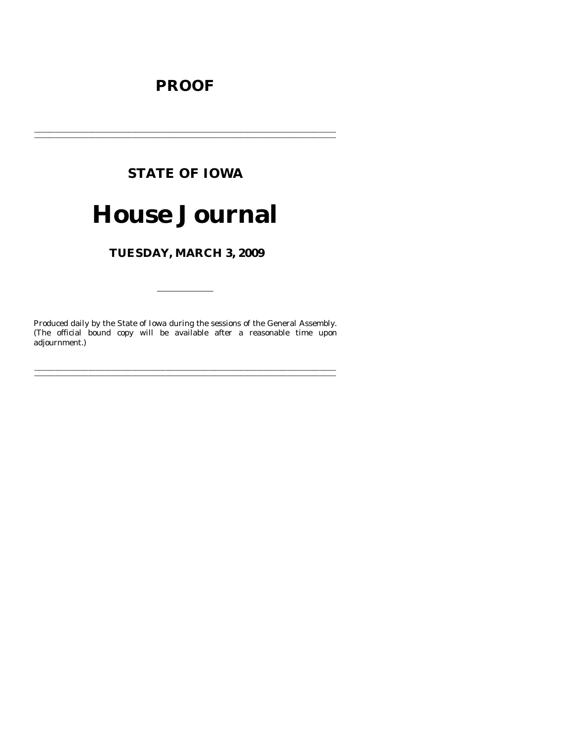# PROOF

---

## STATE OF IOWA

# House Journal

## TUESDAY, MARCH 3, 2009

---

Produced daily by the State of Iowa during the sessions of the General Assembly. (The official bound copy will be available after a reasonable time upon adjournment.)

---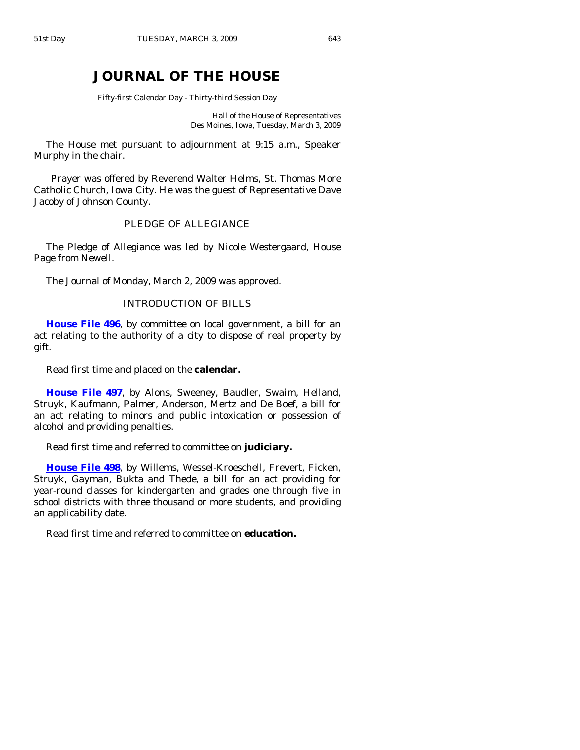# JOURNAL OF THE HOUSE

Fifty-first Calendar Day - Thirty-third Session Day

Hall of the House of Representatives
Des Moines, Iowa, Tuesday, March 3, 2009

The House met pursuant to adjournment at 9:15 a.m., Speaker Murphy in the chair.

Prayer was offered by Reverend Walter Helms, St. Thomas More Catholic Church, Iowa City. He was the guest of Representative Dave Jacoby of Johnson County.

## PLEDGE OF ALLEGIANCE

The Pledge of Allegiance was led by Nicole Westergaard, House Page from Newell.

The Journal of Monday, March 2, 2009 was approved.

## INTRODUCTION OF BILLS

**House File 496**, by committee on local government, a bill for an act relating to the authority of a city to dispose of real property by gift.

Read first time and placed on the **calendar.**

**House File 497**, by Alons, Sweeney, Baudler, Swaim, Helland, Struyk, Kaufmann, Palmer, Anderson, Mertz and De Boef, a bill for an act relating to minors and public intoxication or possession of alcohol and providing penalties.

Read first time and referred to committee on **judiciary.**

**House File 498**, by Willems, Wessel-Kroeschell, Frevert, Ficken, Struyk, Gayman, Bukta and Thede, a bill for an act providing for year-round classes for kindergarten and grades one through five in school districts with three thousand or more students, and providing an applicability date.

Read first time and referred to committee on **education.**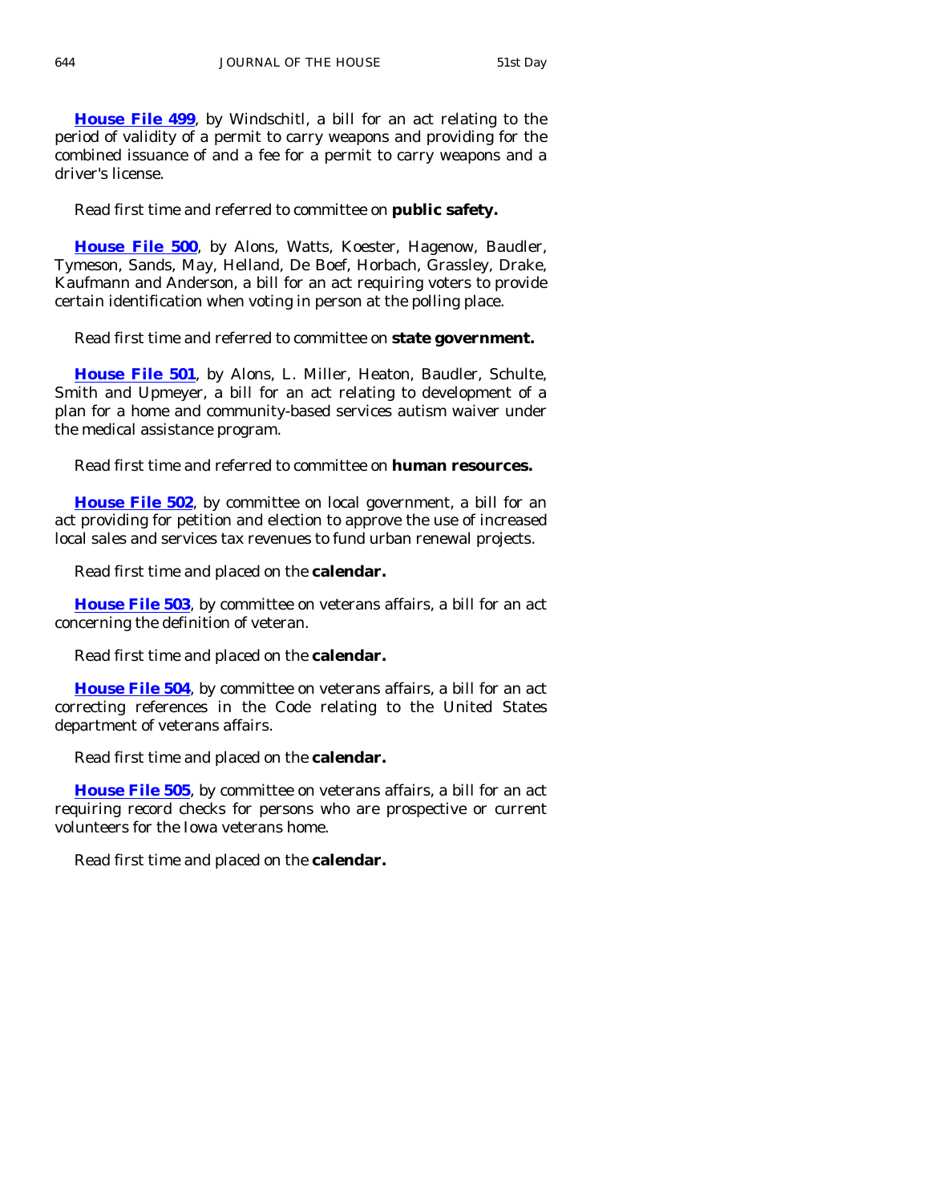**House File 499**, by Windschitl, a bill for an act relating to the period of validity of a permit to carry weapons and providing for the combined issuance of and a fee for a permit to carry weapons and a driver's license.

Read first time and referred to committee on **public safety.**

**House File 500**, by Alons, Watts, Koester, Hagenow, Baudler, Tymeson, Sands, May, Helland, De Boef, Horbach, Grassley, Drake, Kaufmann and Anderson, a bill for an act requiring voters to provide certain identification when voting in person at the polling place.

Read first time and referred to committee on **state government.**

**House File 501**, by Alons, L. Miller, Heaton, Baudler, Schulte, Smith and Upmeyer, a bill for an act relating to development of a plan for a home and community-based services autism waiver under the medical assistance program.

Read first time and referred to committee on **human resources.**

**House File 502**, by committee on local government, a bill for an act providing for petition and election to approve the use of increased local sales and services tax revenues to fund urban renewal projects.

Read first time and placed on the **calendar.**

**House File 503**, by committee on veterans affairs, a bill for an act concerning the definition of veteran.

Read first time and placed on the **calendar.**

**House File 504**, by committee on veterans affairs, a bill for an act correcting references in the Code relating to the United States department of veterans affairs.

Read first time and placed on the **calendar.**

**House File 505**, by committee on veterans affairs, a bill for an act requiring record checks for persons who are prospective or current volunteers for the Iowa veterans home.

Read first time and placed on the **calendar.**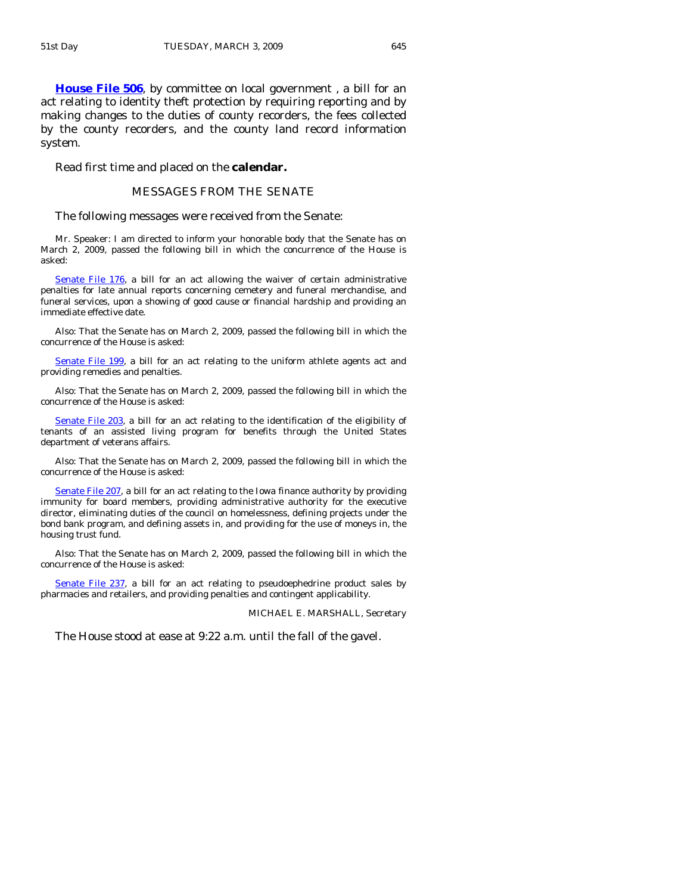**House File 506**, by committee on local government , a bill for an act relating to identity theft protection by requiring reporting and by making changes to the duties of county recorders, the fees collected by the county recorders, and the county land record information system.

Read first time and placed on the **calendar.**

## MESSAGES FROM THE SENATE

The following messages were received from the Senate:

Mr. Speaker: I am directed to inform your honorable body that the Senate has on March 2, 2009, passed the following bill in which the concurrence of the House is asked:

Senate File 176, a bill for an act allowing the waiver of certain administrative penalties for late annual reports concerning cemetery and funeral merchandise, and funeral services, upon a showing of good cause or financial hardship and providing an immediate effective date.

Also: That the Senate has on March 2, 2009, passed the following bill in which the concurrence of the House is asked:

Senate File 199, a bill for an act relating to the uniform athlete agents act and providing remedies and penalties.

Also: That the Senate has on March 2, 2009, passed the following bill in which the concurrence of the House is asked:

Senate File 203, a bill for an act relating to the identification of the eligibility of tenants of an assisted living program for benefits through the United States department of veterans affairs.

Also: That the Senate has on March 2, 2009, passed the following bill in which the concurrence of the House is asked:

Senate File 207, a bill for an act relating to the Iowa finance authority by providing immunity for board members, providing administrative authority for the executive director, eliminating duties of the council on homelessness, defining projects under the bond bank program, and defining assets in, and providing for the use of moneys in, the housing trust fund.

Also: That the Senate has on March 2, 2009, passed the following bill in which the concurrence of the House is asked:

Senate File 237, a bill for an act relating to pseudoephedrine product sales by pharmacies and retailers, and providing penalties and contingent applicability.

MICHAEL E. MARSHALL, Secretary

The House stood at ease at 9:22 a.m. until the fall of the gavel.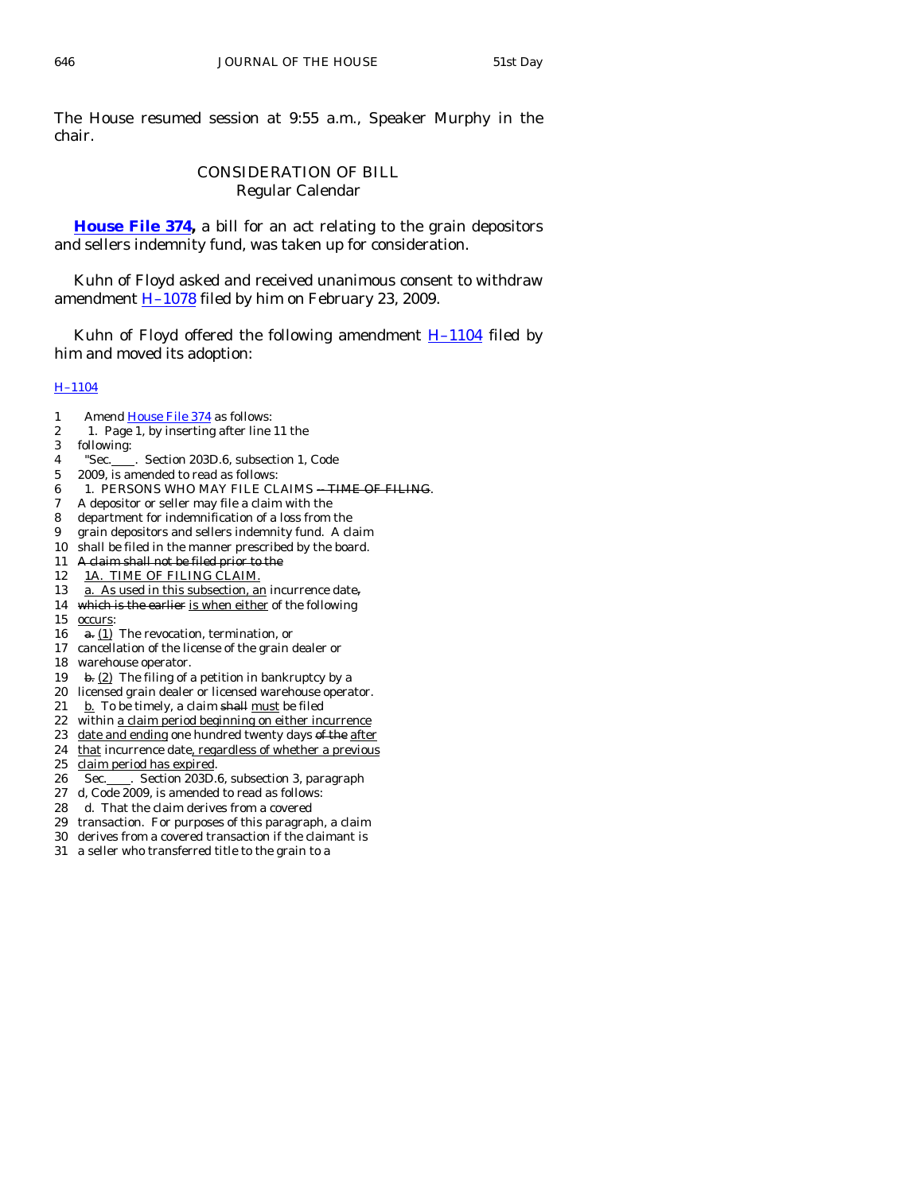The House resumed session at 9:55 a.m., Speaker Murphy in the chair.

## CONSIDERATION OF BILL
### Regular Calendar

**House File 374,** a bill for an act relating to the grain depositors and sellers indemnity fund, was taken up for consideration.

Kuhn of Floyd asked and received unanimous consent to withdraw amendment H–1078 filed by him on February 23, 2009.

Kuhn of Floyd offered the following amendment H–1104 filed by him and moved its adoption:

H–1104

1 Amend House File 374 as follows:
2 1. Page 1, by inserting after line 11 the
3 following:
4 "Sec.____. Section 203D.6, subsection 1, Code
5 2009, is amended to read as follows:
6 1. PERSONS WHO MAY FILE CLAIMS ~~— TIME OF FILING~~.
7 A depositor or seller may file a claim with the
8 department for indemnification of a loss from the
9 grain depositors and sellers indemnity fund. A claim
10 shall be filed in the manner prescribed by the board.
11 ~~A claim shall not be filed prior to the~~
12 <u>1A. TIME OF FILING CLAIM.</u>
13 <u>a. As used in this subsection, an</u> incurrence date~~,~~
14 ~~which is the earlier~~ <u>is when either</u> of the following
15 <u>occurs</u>:
16 ~~a.~~ <u>(1)</u> The revocation, termination, or
17 cancellation of the license of the grain dealer or
18 warehouse operator.
19 ~~b.~~ <u>(2)</u> The filing of a petition in bankruptcy by a
20 licensed grain dealer or licensed warehouse operator.
21 <u>b.</u> To be timely, a claim ~~shall~~ <u>must</u> be filed
22 within <u>a claim period beginning on either incurrence</u>
23 <u>date and ending</u> one hundred twenty days ~~of the~~ <u>after</u>
24 <u>that</u> incurrence date<u>, regardless of whether a previous</u>
25 <u>claim period has expired</u>.
26 Sec.____. Section 203D.6, subsection 3, paragraph
27 d, Code 2009, is amended to read as follows:
28 d. That the claim derives from a covered
29 transaction. For purposes of this paragraph, a claim
30 derives from a covered transaction if the claimant is
31 a seller who transferred title to the grain to a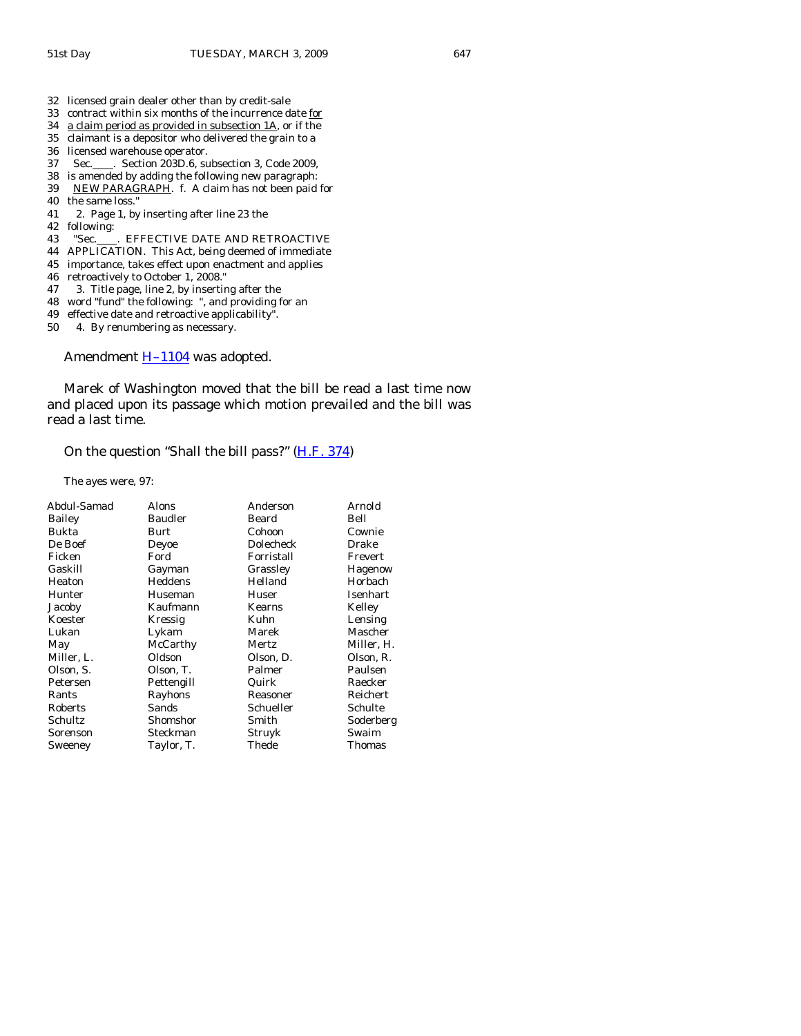32 licensed grain dealer other than by credit-sale
33 contract within six months of the incurrence date <u>for</u>
34 <u>a claim period as provided in subsection 1A</u>, or if the
35 claimant is a depositor who delivered the grain to a
36 licensed warehouse operator.
37 Sec.____. Section 203D.6, subsection 3, Code 2009,
38 is amended by adding the following new paragraph:
39 <u>NEW PARAGRAPH</u>. f. A claim has not been paid for
40 the same loss."
41 2. Page 1, by inserting after line 23 the
42 following:
43 "Sec.____. EFFECTIVE DATE AND RETROACTIVE
44 APPLICATION. This Act, being deemed of immediate
45 importance, takes effect upon enactment and applies
46 retroactively to October 1, 2008."
47 3. Title page, line 2, by inserting after the
48 word "fund" the following: ", and providing for an
49 effective date and retroactive applicability".
50 4. By renumbering as necessary.

Amendment H–1104 was adopted.

Marek of Washington moved that the bill be read a last time now and placed upon its passage which motion prevailed and the bill was read a last time.

On the question "Shall the bill pass?" (H.F. 374)

The ayes were, 97:

| | | | |
|---|---|---|---|
| Abdul-Samad | Alons | Anderson | Arnold |
| Bailey | Baudler | Beard | Bell |
| Bukta | Burt | Cohoon | Cownie |
| De Boef | Deyoe | Dolecheck | Drake |
| Ficken | Ford | Forristall | Frevert |
| Gaskill | Gayman | Grassley | Hagenow |
| Heaton | Heddens | Helland | Horbach |
| Hunter | Huseman | Huser | Isenhart |
| Jacoby | Kaufmann | Kearns | Kelley |
| Koester | Kressig | Kuhn | Lensing |
| Lukan | Lykam | Marek | Mascher |
| May | McCarthy | Mertz | Miller, H. |
| Miller, L. | Oldson | Olson, D. | Olson, R. |
| Olson, S. | Olson, T. | Palmer | Paulsen |
| Petersen | Pettengill | Quirk | Raecker |
| Rants | Rayhons | Reasoner | Reichert |
| Roberts | Sands | Schueller | Schulte |
| Schultz | Shomshor | Smith | Soderberg |
| Sorenson | Steckman | Struyk | Swaim |
| Sweeney | Taylor, T. | Thede | Thomas |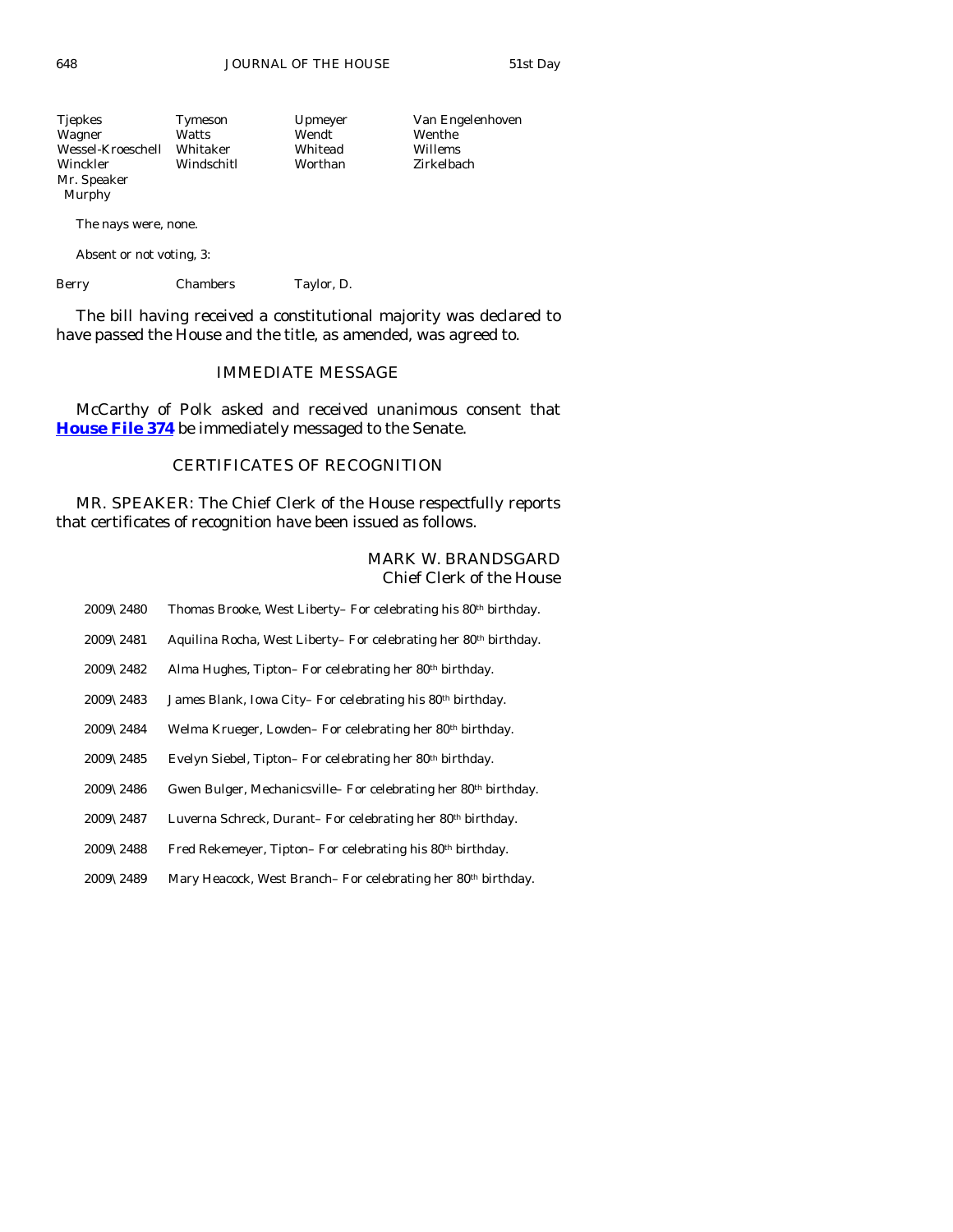| | | | |
|---|---|---|---|
| Tjepkes | Tymeson | Upmeyer | Van Engelenhoven |
| Wagner | Watts | Wendt | Wenthe |
| Wessel-Kroeschell | Whitaker | Whitead | Willems |
| Winckler | Windschitl | Worthan | Zirkelbach |
| Mr. Speaker Murphy | | | |

The nays were, none.

Absent or not voting, 3:

| | | |
|---|---|---|
| Berry | Chambers | Taylor, D. |

The bill having received a constitutional majority was declared to have passed the House and the title, as amended, was agreed to.

## IMMEDIATE MESSAGE

McCarthy of Polk asked and received unanimous consent that **House File 374** be immediately messaged to the Senate.

## CERTIFICATES OF RECOGNITION

MR. SPEAKER: The Chief Clerk of the House respectfully reports that certificates of recognition have been issued as follows.

MARK W. BRANDSGARD
Chief Clerk of the House

2009\2480 Thomas Brooke, West Liberty– For celebrating his 80th birthday.

2009\2481 Aquilina Rocha, West Liberty– For celebrating her 80th birthday.

2009\2482 Alma Hughes, Tipton– For celebrating her 80th birthday.

2009\2483 James Blank, Iowa City– For celebrating his 80th birthday.

2009\2484 Welma Krueger, Lowden– For celebrating her 80th birthday.

2009\2485 Evelyn Siebel, Tipton– For celebrating her 80th birthday.

2009\2486 Gwen Bulger, Mechanicsville– For celebrating her 80th birthday.

2009\2487 Luverna Schreck, Durant– For celebrating her 80th birthday.

2009\2488 Fred Rekemeyer, Tipton– For celebrating his 80th birthday.

2009\2489 Mary Heacock, West Branch– For celebrating her 80th birthday.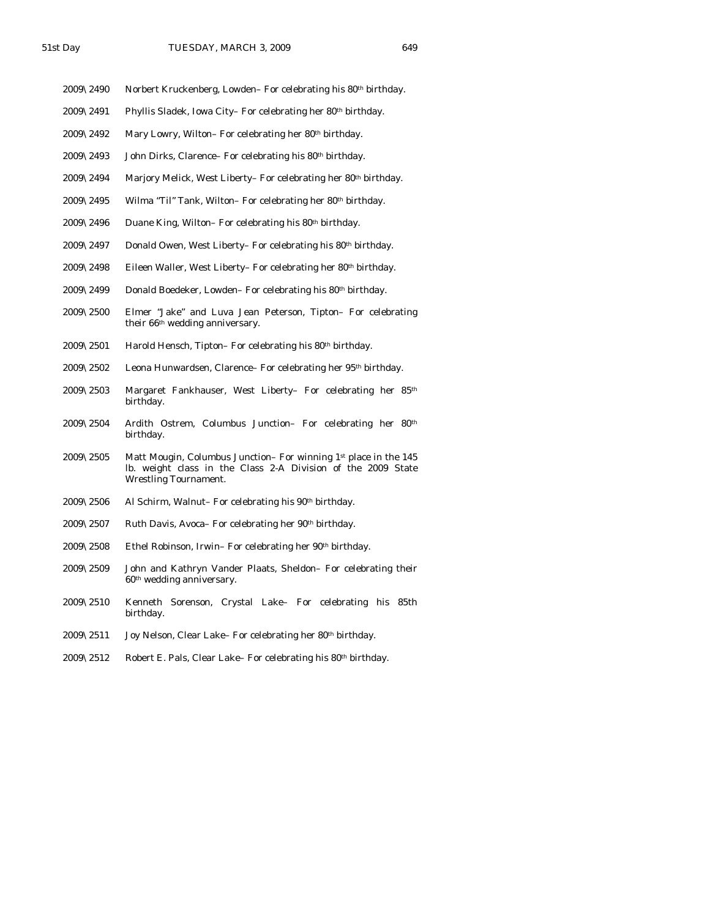2009\2490 Norbert Kruckenberg, Lowden– For celebrating his 80th birthday.

2009\2491 Phyllis Sladek, Iowa City– For celebrating her 80th birthday.

2009\2492 Mary Lowry, Wilton– For celebrating her 80th birthday.

2009\2493 John Dirks, Clarence– For celebrating his 80th birthday.

2009\2494 Marjory Melick, West Liberty– For celebrating her 80th birthday.

2009\2495 Wilma "Til" Tank, Wilton– For celebrating her 80th birthday.

2009\2496 Duane King, Wilton– For celebrating his 80th birthday.

2009\2497 Donald Owen, West Liberty– For celebrating his 80th birthday.

2009\2498 Eileen Waller, West Liberty– For celebrating her 80th birthday.

2009\2499 Donald Boedeker, Lowden– For celebrating his 80th birthday.

2009\2500 Elmer "Jake" and Luva Jean Peterson, Tipton– For celebrating their 66th wedding anniversary.

2009\2501 Harold Hensch, Tipton– For celebrating his 80th birthday.

2009\2502 Leona Hunwardsen, Clarence– For celebrating her 95th birthday.

2009\2503 Margaret Fankhauser, West Liberty– For celebrating her 85th birthday.

2009\2504 Ardith Ostrem, Columbus Junction– For celebrating her 80th birthday.

2009\2505 Matt Mougin, Columbus Junction– For winning 1st place in the 145 lb. weight class in the Class 2-A Division of the 2009 State Wrestling Tournament.

2009\2506 Al Schirm, Walnut– For celebrating his 90th birthday.

2009\2507 Ruth Davis, Avoca– For celebrating her 90th birthday.

2009\2508 Ethel Robinson, Irwin– For celebrating her 90th birthday.

2009\2509 John and Kathryn Vander Plaats, Sheldon– For celebrating their 60th wedding anniversary.

2009\2510 Kenneth Sorenson, Crystal Lake– For celebrating his 85th birthday.

2009\2511 Joy Nelson, Clear Lake– For celebrating her 80th birthday.

2009\2512 Robert E. Pals, Clear Lake– For celebrating his 80th birthday.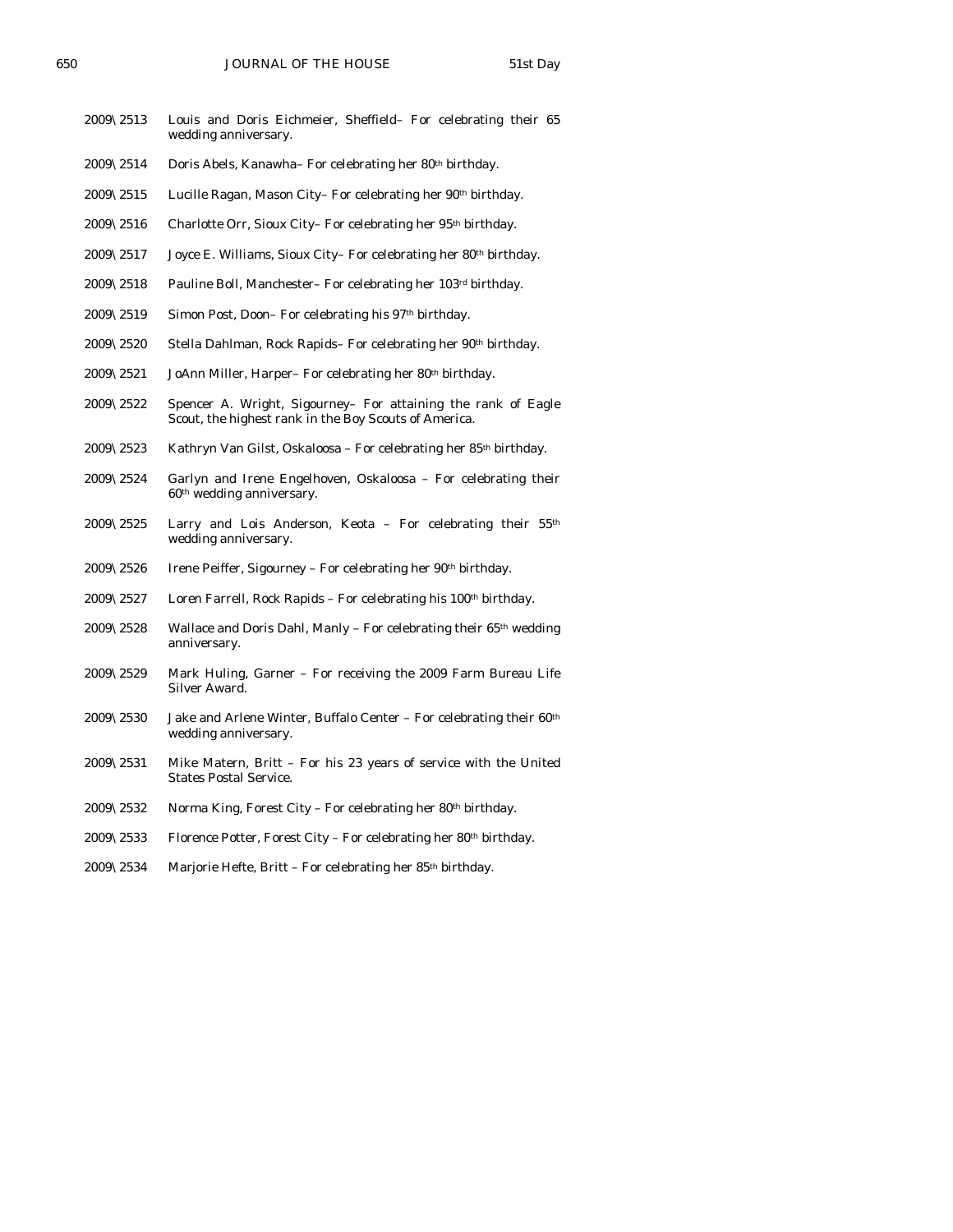2009\2513 Louis and Doris Eichmeier, Sheffield– For celebrating their 65 wedding anniversary.

2009\2514 Doris Abels, Kanawha– For celebrating her 80th birthday.

2009\2515 Lucille Ragan, Mason City– For celebrating her 90th birthday.

2009\2516 Charlotte Orr, Sioux City– For celebrating her 95th birthday.

2009\2517 Joyce E. Williams, Sioux City– For celebrating her 80th birthday.

2009\2518 Pauline Boll, Manchester– For celebrating her 103rd birthday.

2009\2519 Simon Post, Doon– For celebrating his 97th birthday.

2009\2520 Stella Dahlman, Rock Rapids– For celebrating her 90th birthday.

2009\2521 JoAnn Miller, Harper– For celebrating her 80th birthday.

2009\2522 Spencer A. Wright, Sigourney– For attaining the rank of Eagle Scout, the highest rank in the Boy Scouts of America.

2009\2523 Kathryn Van Gilst, Oskaloosa – For celebrating her 85th birthday.

2009\2524 Garlyn and Irene Engelhoven, Oskaloosa – For celebrating their 60th wedding anniversary.

2009\2525 Larry and Lois Anderson, Keota – For celebrating their 55th wedding anniversary.

2009\2526 Irene Peiffer, Sigourney – For celebrating her 90th birthday.

2009\2527 Loren Farrell, Rock Rapids – For celebrating his 100th birthday.

2009\2528 Wallace and Doris Dahl, Manly – For celebrating their 65th wedding anniversary.

2009\2529 Mark Huling, Garner – For receiving the 2009 Farm Bureau Life Silver Award.

2009\2530 Jake and Arlene Winter, Buffalo Center – For celebrating their 60th wedding anniversary.

2009\2531 Mike Matern, Britt – For his 23 years of service with the United States Postal Service.

2009\2532 Norma King, Forest City – For celebrating her 80th birthday.

2009\2533 Florence Potter, Forest City – For celebrating her 80th birthday.

2009\2534 Marjorie Hefte, Britt – For celebrating her 85th birthday.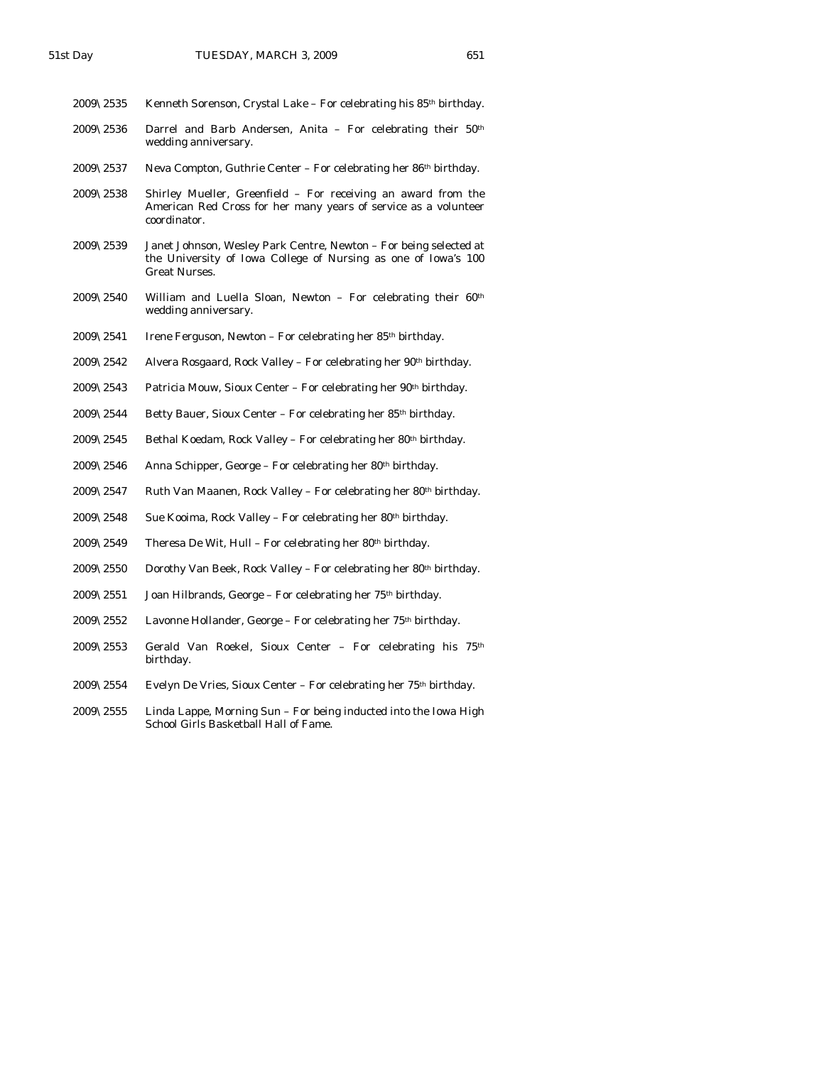2009\2535 Kenneth Sorenson, Crystal Lake – For celebrating his 85th birthday.

2009\2536 Darrel and Barb Andersen, Anita – For celebrating their 50th wedding anniversary.

2009\2537 Neva Compton, Guthrie Center – For celebrating her 86th birthday.

2009\2538 Shirley Mueller, Greenfield – For receiving an award from the American Red Cross for her many years of service as a volunteer coordinator.

2009\2539 Janet Johnson, Wesley Park Centre, Newton – For being selected at the University of Iowa College of Nursing as one of Iowa's 100 Great Nurses.

2009\2540 William and Luella Sloan, Newton – For celebrating their 60th wedding anniversary.

2009\2541 Irene Ferguson, Newton – For celebrating her 85th birthday.

2009\2542 Alvera Rosgaard, Rock Valley – For celebrating her 90th birthday.

2009\2543 Patricia Mouw, Sioux Center – For celebrating her 90th birthday.

2009\2544 Betty Bauer, Sioux Center – For celebrating her 85th birthday.

2009\2545 Bethal Koedam, Rock Valley – For celebrating her 80th birthday.

2009\2546 Anna Schipper, George – For celebrating her 80th birthday.

2009\2547 Ruth Van Maanen, Rock Valley – For celebrating her 80th birthday.

2009\2548 Sue Kooima, Rock Valley – For celebrating her 80th birthday.

2009\2549 Theresa De Wit, Hull – For celebrating her 80th birthday.

2009\2550 Dorothy Van Beek, Rock Valley – For celebrating her 80th birthday.

2009\2551 Joan Hilbrands, George – For celebrating her 75th birthday.

2009\2552 Lavonne Hollander, George – For celebrating her 75th birthday.

2009\2553 Gerald Van Roekel, Sioux Center – For celebrating his 75th birthday.

2009\2554 Evelyn De Vries, Sioux Center – For celebrating her 75th birthday.

2009\2555 Linda Lappe, Morning Sun – For being inducted into the Iowa High School Girls Basketball Hall of Fame.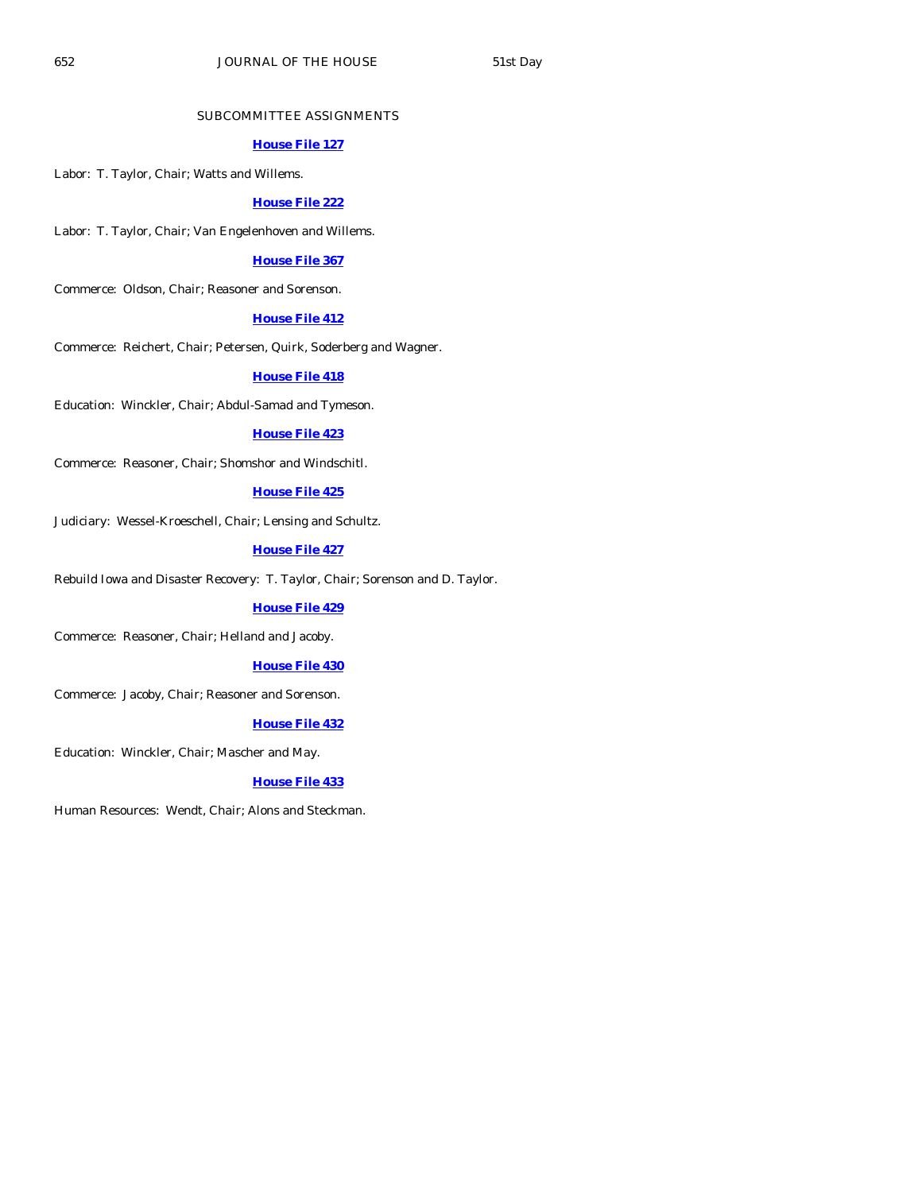## SUBCOMMITTEE ASSIGNMENTS

**House File 127**

Labor: T. Taylor, Chair; Watts and Willems.

**House File 222**

Labor: T. Taylor, Chair; Van Engelenhoven and Willems.

**House File 367**

Commerce: Oldson, Chair; Reasoner and Sorenson.

**House File 412**

Commerce: Reichert, Chair; Petersen, Quirk, Soderberg and Wagner.

**House File 418**

Education: Winckler, Chair; Abdul-Samad and Tymeson.

**House File 423**

Commerce: Reasoner, Chair; Shomshor and Windschitl.

**House File 425**

Judiciary: Wessel-Kroeschell, Chair; Lensing and Schultz.

**House File 427**

Rebuild Iowa and Disaster Recovery: T. Taylor, Chair; Sorenson and D. Taylor.

**House File 429**

Commerce: Reasoner, Chair; Helland and Jacoby.

**House File 430**

Commerce: Jacoby, Chair; Reasoner and Sorenson.

**House File 432**

Education: Winckler, Chair; Mascher and May.

**House File 433**

Human Resources: Wendt, Chair; Alons and Steckman.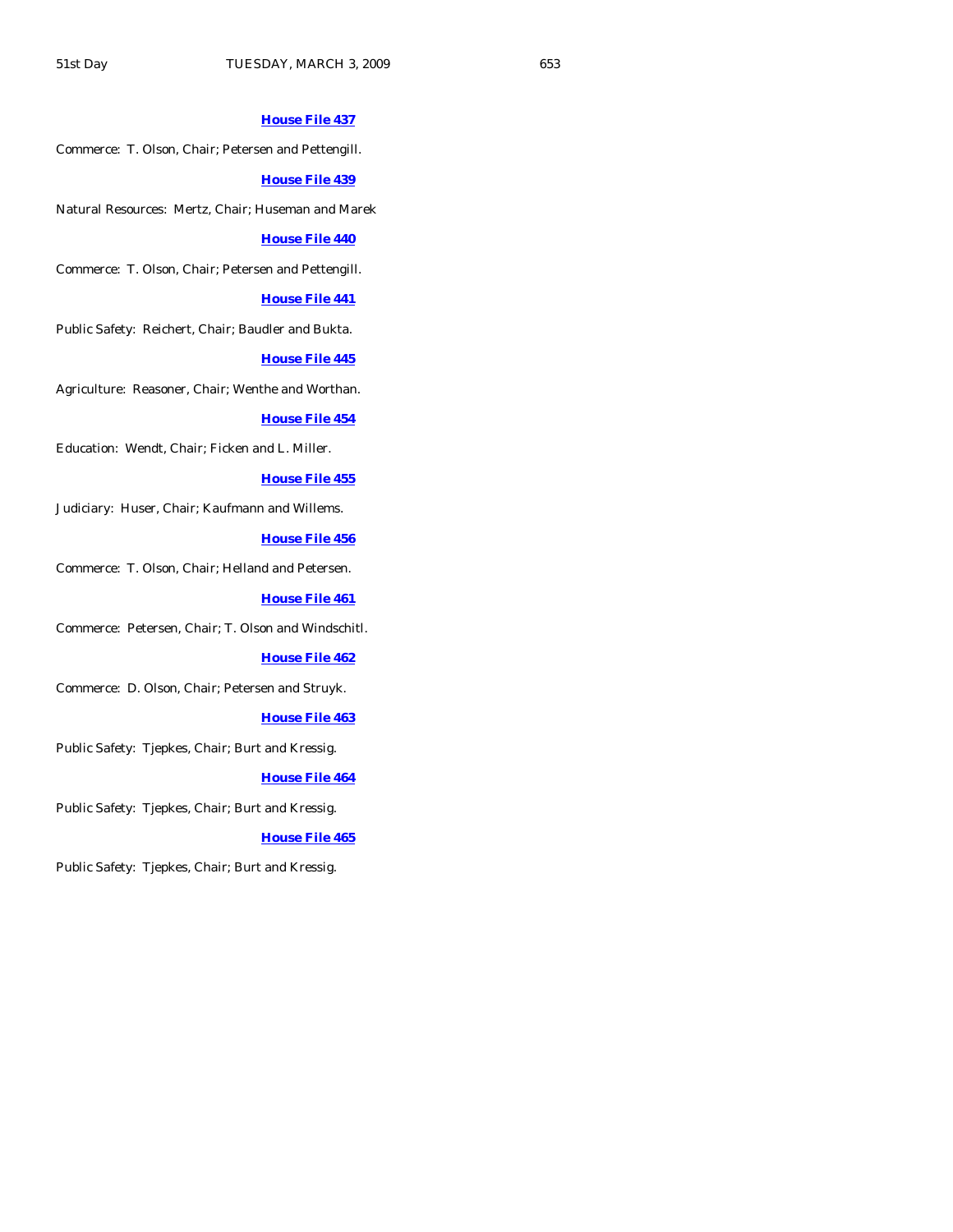**House File 437**

Commerce: T. Olson, Chair; Petersen and Pettengill.

**House File 439**

Natural Resources: Mertz, Chair; Huseman and Marek

**House File 440**

Commerce: T. Olson, Chair; Petersen and Pettengill.

**House File 441**

Public Safety: Reichert, Chair; Baudler and Bukta.

**House File 445**

Agriculture: Reasoner, Chair; Wenthe and Worthan.

**House File 454**

Education: Wendt, Chair; Ficken and L. Miller.

**House File 455**

Judiciary: Huser, Chair; Kaufmann and Willems.

**House File 456**

Commerce: T. Olson, Chair; Helland and Petersen.

**House File 461**

Commerce: Petersen, Chair; T. Olson and Windschitl.

**House File 462**

Commerce: D. Olson, Chair; Petersen and Struyk.

**House File 463**

Public Safety: Tjepkes, Chair; Burt and Kressig.

**House File 464**

Public Safety: Tjepkes, Chair; Burt and Kressig.

**House File 465**

Public Safety: Tjepkes, Chair; Burt and Kressig.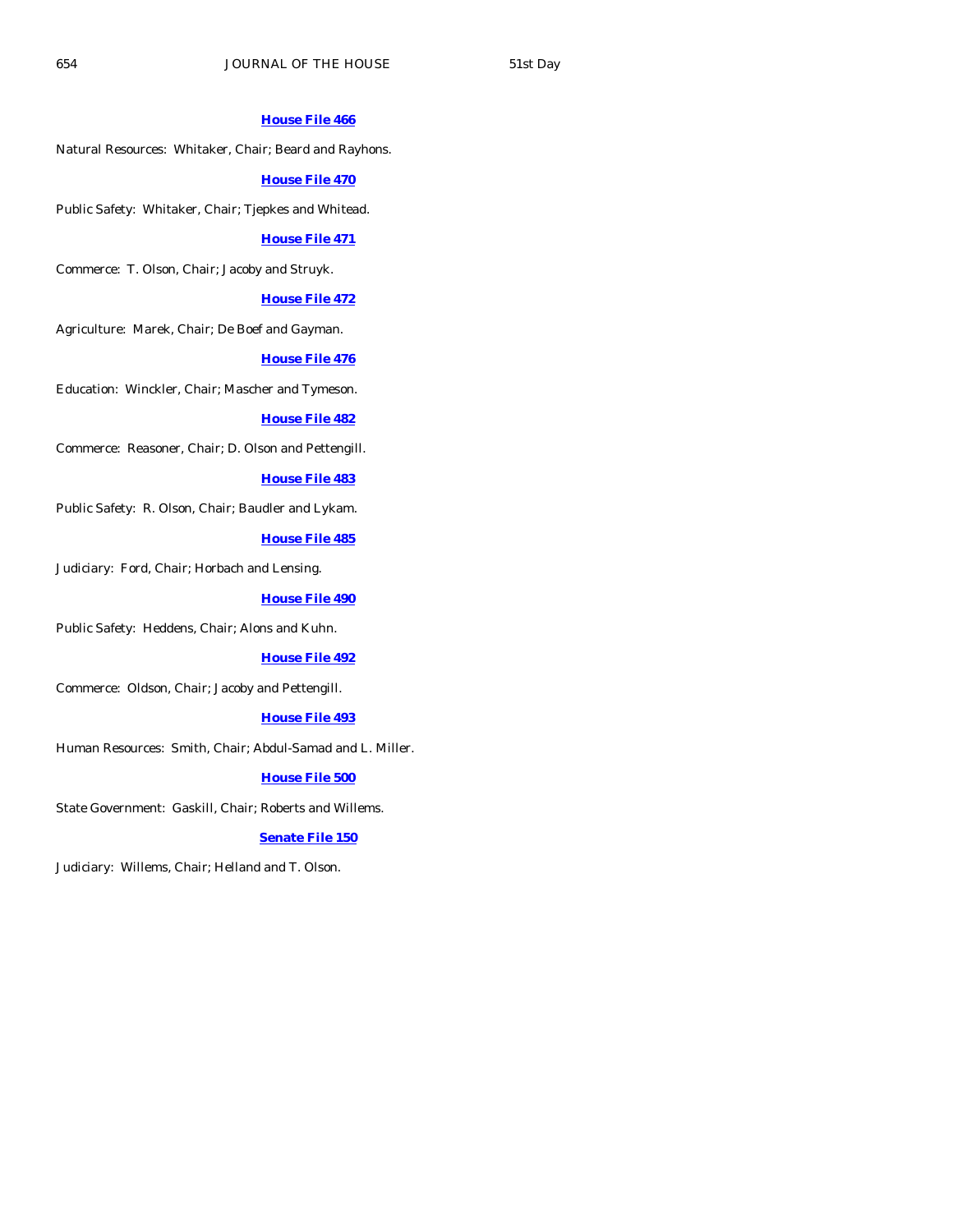**House File 466**

Natural Resources: Whitaker, Chair; Beard and Rayhons.

**House File 470**

Public Safety: Whitaker, Chair; Tjepkes and Whitead.

**House File 471**

Commerce: T. Olson, Chair; Jacoby and Struyk.

**House File 472**

Agriculture: Marek, Chair; De Boef and Gayman.

**House File 476**

Education: Winckler, Chair; Mascher and Tymeson.

**House File 482**

Commerce: Reasoner, Chair; D. Olson and Pettengill.

**House File 483**

Public Safety: R. Olson, Chair; Baudler and Lykam.

**House File 485**

Judiciary: Ford, Chair; Horbach and Lensing.

**House File 490**

Public Safety: Heddens, Chair; Alons and Kuhn.

**House File 492**

Commerce: Oldson, Chair; Jacoby and Pettengill.

**House File 493**

Human Resources: Smith, Chair; Abdul-Samad and L. Miller.

**House File 500**

State Government: Gaskill, Chair; Roberts and Willems.

**Senate File 150**

Judiciary: Willems, Chair; Helland and T. Olson.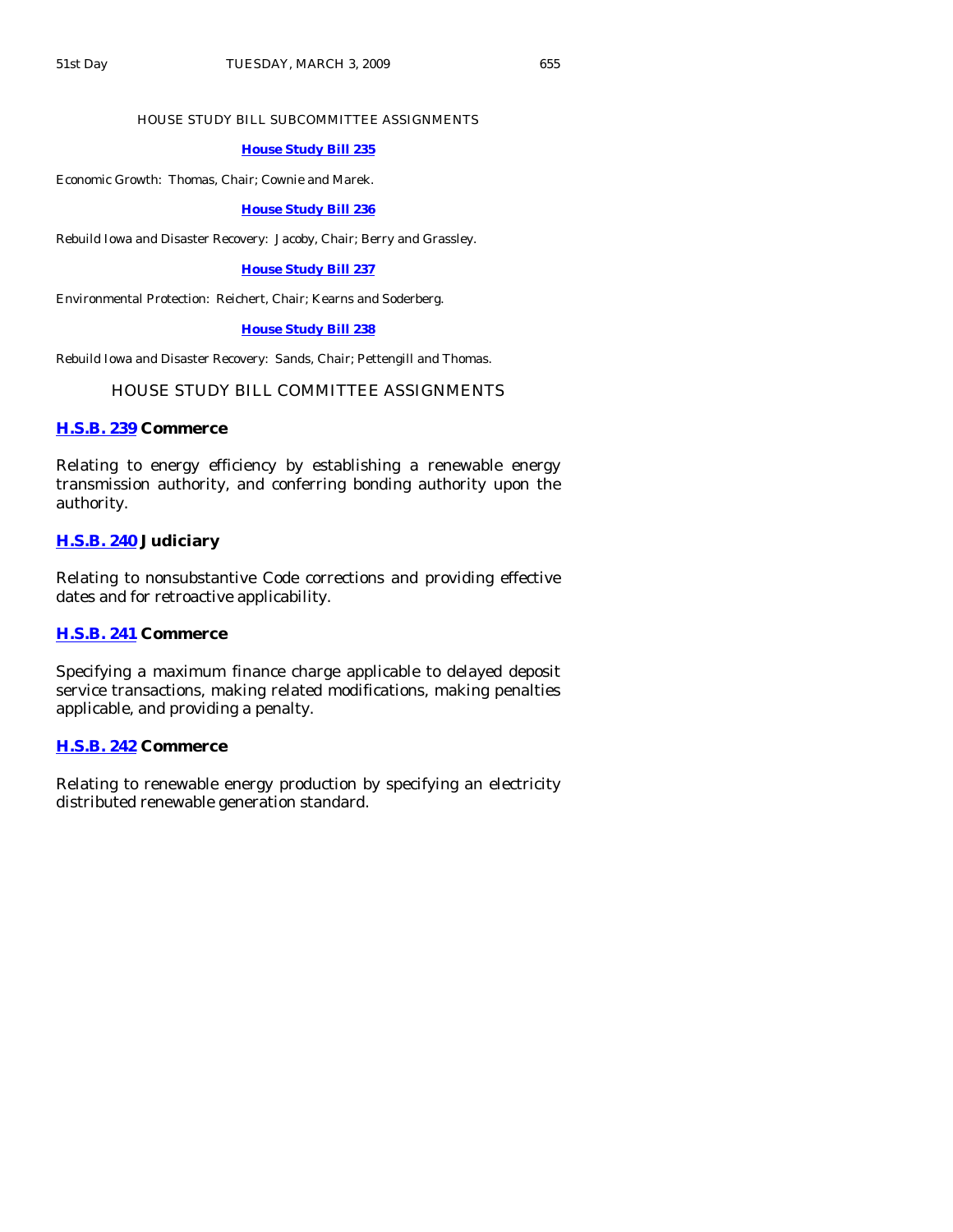HOUSE STUDY BILL SUBCOMMITTEE ASSIGNMENTS

**House Study Bill 235**

Economic Growth: Thomas, Chair; Cownie and Marek.

**House Study Bill 236**

Rebuild Iowa and Disaster Recovery: Jacoby, Chair; Berry and Grassley.

**House Study Bill 237**

Environmental Protection: Reichert, Chair; Kearns and Soderberg.

**House Study Bill 238**

Rebuild Iowa and Disaster Recovery: Sands, Chair; Pettengill and Thomas.

## HOUSE STUDY BILL COMMITTEE ASSIGNMENTS

### H.S.B. 239 Commerce

Relating to energy efficiency by establishing a renewable energy transmission authority, and conferring bonding authority upon the authority.

### H.S.B. 240 Judiciary

Relating to nonsubstantive Code corrections and providing effective dates and for retroactive applicability.

### H.S.B. 241 Commerce

Specifying a maximum finance charge applicable to delayed deposit service transactions, making related modifications, making penalties applicable, and providing a penalty.

### H.S.B. 242 Commerce

Relating to renewable energy production by specifying an electricity distributed renewable generation standard.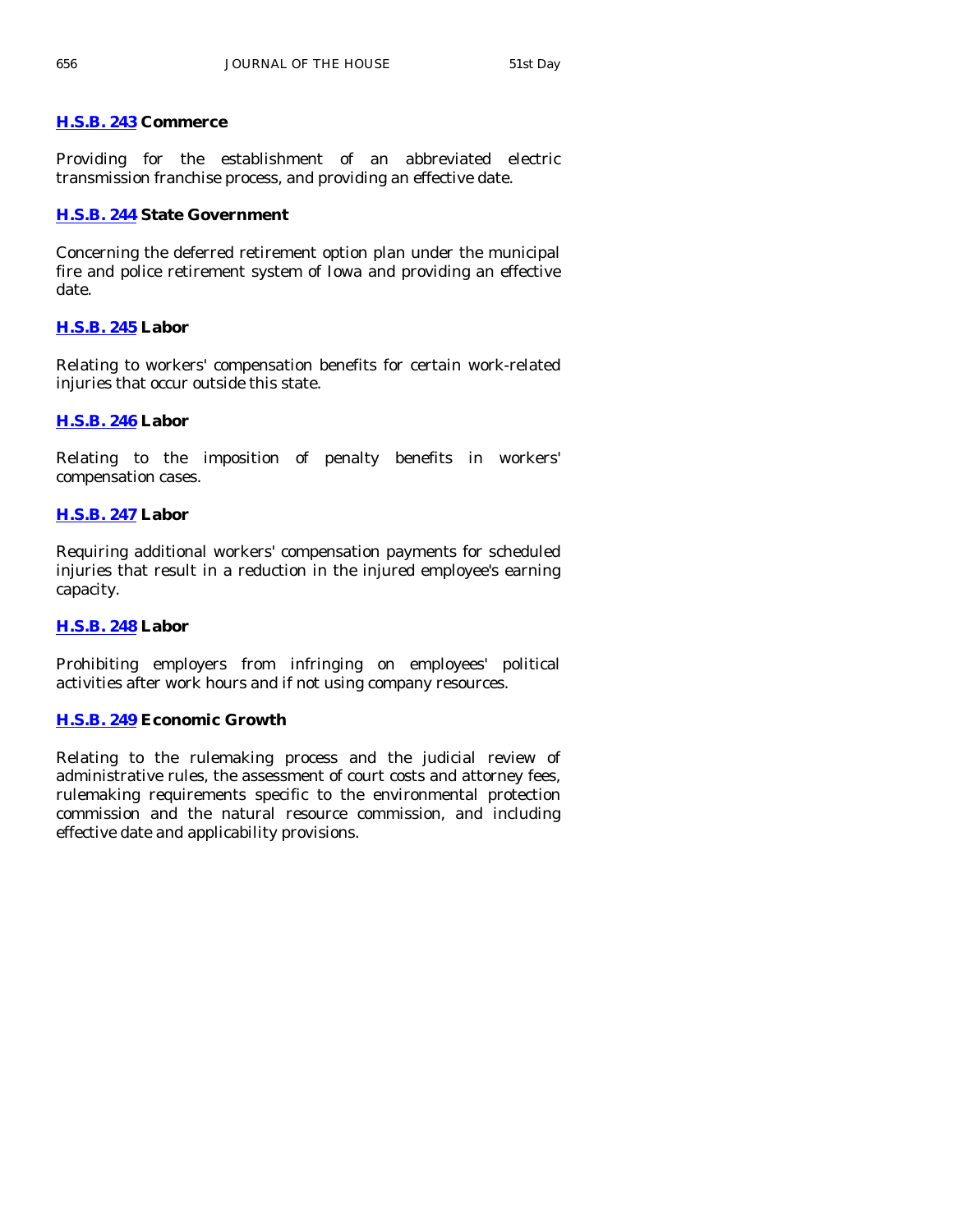**H.S.B. 243** **Commerce**

Providing for the establishment of an abbreviated electric transmission franchise process, and providing an effective date.

**H.S.B. 244** **State Government**

Concerning the deferred retirement option plan under the municipal fire and police retirement system of Iowa and providing an effective date.

**H.S.B. 245** **Labor**

Relating to workers' compensation benefits for certain work-related injuries that occur outside this state.

**H.S.B. 246** **Labor**

Relating to the imposition of penalty benefits in workers' compensation cases.

**H.S.B. 247** **Labor**

Requiring additional workers' compensation payments for scheduled injuries that result in a reduction in the injured employee's earning capacity.

**H.S.B. 248** **Labor**

Prohibiting employers from infringing on employees' political activities after work hours and if not using company resources.

**H.S.B. 249** **Economic Growth**

Relating to the rulemaking process and the judicial review of administrative rules, the assessment of court costs and attorney fees, rulemaking requirements specific to the environmental protection commission and the natural resource commission, and including effective date and applicability provisions.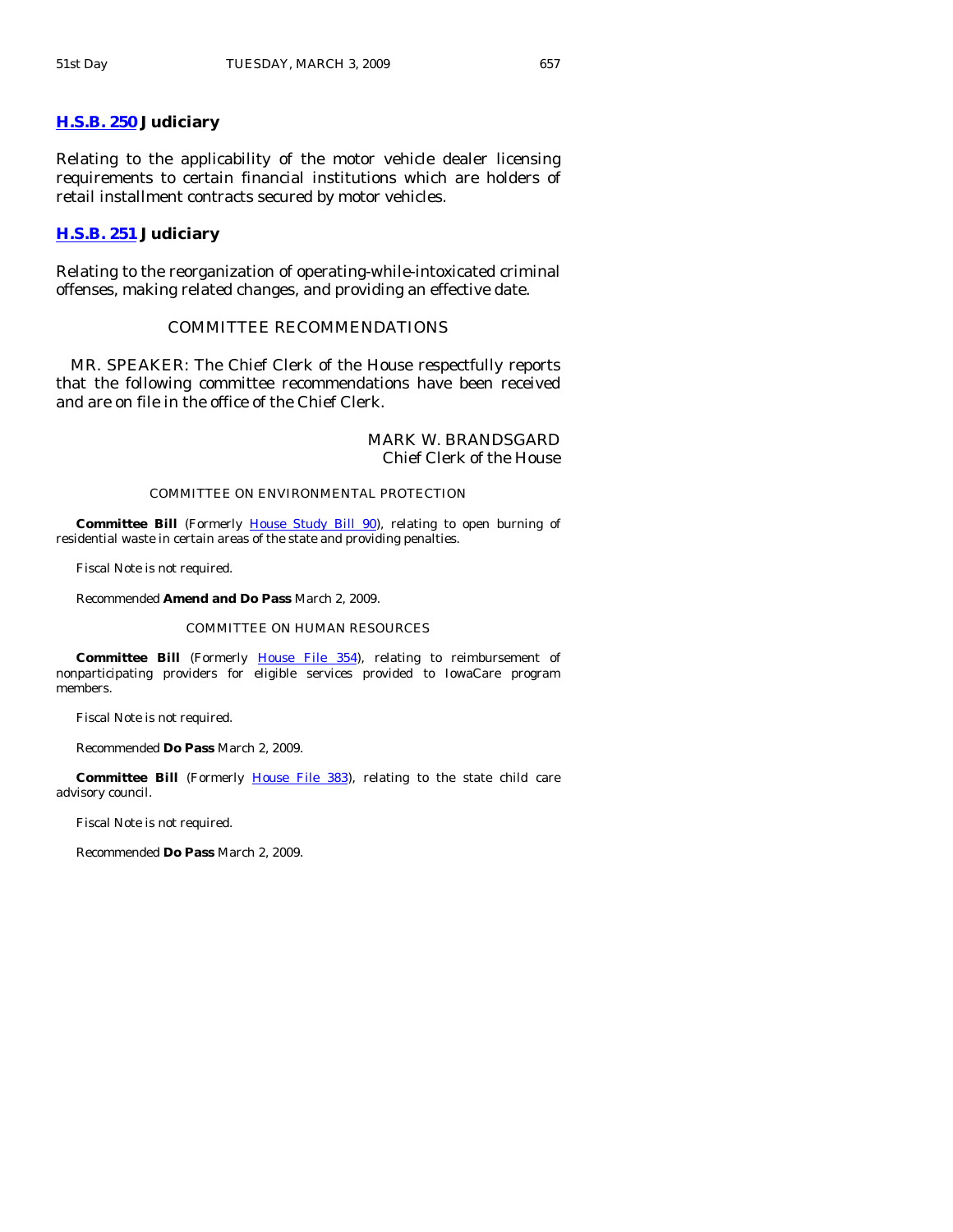**H.S.B. 250 Judiciary**

Relating to the applicability of the motor vehicle dealer licensing requirements to certain financial institutions which are holders of retail installment contracts secured by motor vehicles.

**H.S.B. 251 Judiciary**

Relating to the reorganization of operating-while-intoxicated criminal offenses, making related changes, and providing an effective date.

COMMITTEE RECOMMENDATIONS

MR. SPEAKER: The Chief Clerk of the House respectfully reports that the following committee recommendations have been received and are on file in the office of the Chief Clerk.

MARK W. BRANDSGARD
Chief Clerk of the House

COMMITTEE ON ENVIRONMENTAL PROTECTION

**Committee Bill** (Formerly House Study Bill 90), relating to open burning of residential waste in certain areas of the state and providing penalties.

Fiscal Note is not required.

Recommended **Amend and Do Pass** March 2, 2009.

COMMITTEE ON HUMAN RESOURCES

**Committee Bill** (Formerly House File 354), relating to reimbursement of nonparticipating providers for eligible services provided to IowaCare program members.

Fiscal Note is not required.

Recommended **Do Pass** March 2, 2009.

**Committee Bill** (Formerly House File 383), relating to the state child care advisory council.

Fiscal Note is not required.

Recommended **Do Pass** March 2, 2009.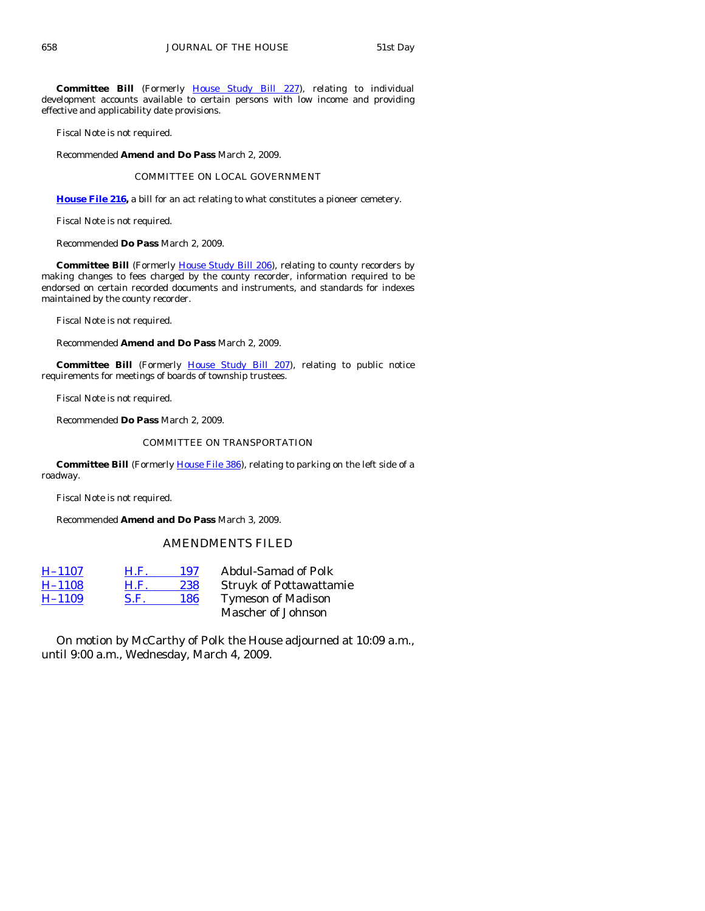**Committee Bill** (Formerly House Study Bill 227), relating to individual development accounts available to certain persons with low income and providing effective and applicability date provisions.

Fiscal Note is not required.

Recommended **Amend and Do Pass** March 2, 2009.

COMMITTEE ON LOCAL GOVERNMENT

**House File 216,** a bill for an act relating to what constitutes a pioneer cemetery.

Fiscal Note is not required.

Recommended **Do Pass** March 2, 2009.

**Committee Bill** (Formerly House Study Bill 206), relating to county recorders by making changes to fees charged by the county recorder, information required to be endorsed on certain recorded documents and instruments, and standards for indexes maintained by the county recorder.

Fiscal Note is not required.

Recommended **Amend and Do Pass** March 2, 2009.

**Committee Bill** (Formerly House Study Bill 207), relating to public notice requirements for meetings of boards of township trustees.

Fiscal Note is not required.

Recommended **Do Pass** March 2, 2009.

COMMITTEE ON TRANSPORTATION

**Committee Bill** (Formerly House File 386), relating to parking on the left side of a roadway.

Fiscal Note is not required.

Recommended **Amend and Do Pass** March 3, 2009.

## AMENDMENTS FILED

| | | |
|---|---|---|
| H–1107 | H.F. 197 | Abdul-Samad of Polk |
| H–1108 | H.F. 238 | Struyk of Pottawattamie |
| H–1109 | S.F. 186 | Tymeson of Madison<br>Mascher of Johnson |

On motion by McCarthy of Polk the House adjourned at 10:09 a.m., until 9:00 a.m., Wednesday, March 4, 2009.